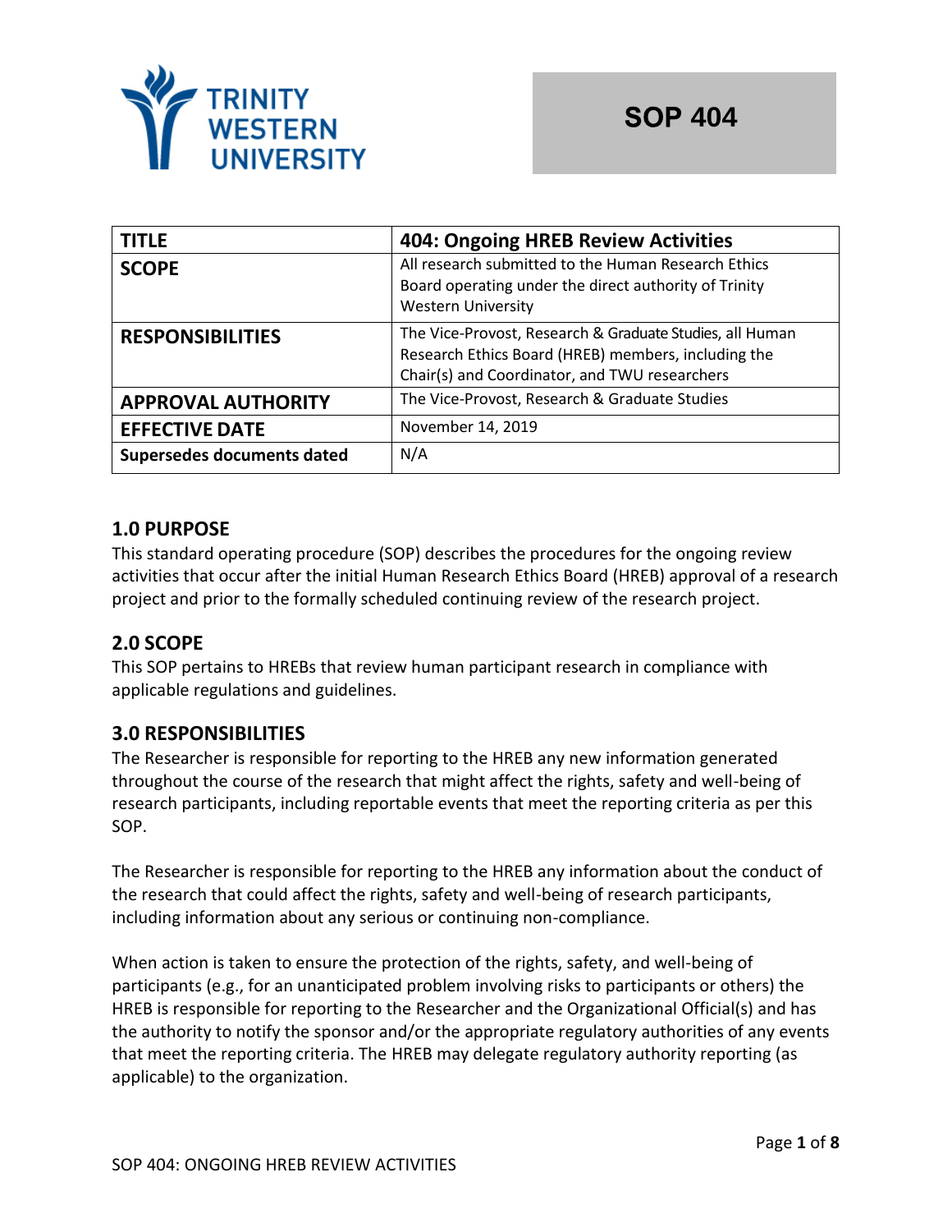# SOP 404

| TITLE | 404: Ongoing HREB Review Activities |
|---|---|
| SCOPE | All research submitted to the Human Research Ethics Board operating under the direct authority of Trinity Western University |
| RESPONSIBILITIES | The Vice-Provost, Research & Graduate Studies, all Human Research Ethics Board (HREB) members, including the Chair(s) and Coordinator, and TWU researchers |
| APPROVAL AUTHORITY | The Vice-Provost, Research & Graduate Studies |
| EFFECTIVE DATE | November 14, 2019 |
| Supersedes documents dated | N/A |

## 1.0 PURPOSE

This standard operating procedure (SOP) describes the procedures for the ongoing review activities that occur after the initial Human Research Ethics Board (HREB) approval of a research project and prior to the formally scheduled continuing review of the research project.

## 2.0 SCOPE

This SOP pertains to HREBs that review human participant research in compliance with applicable regulations and guidelines.

## 3.0 RESPONSIBILITIES

The Researcher is responsible for reporting to the HREB any new information generated throughout the course of the research that might affect the rights, safety and well-being of research participants, including reportable events that meet the reporting criteria as per this SOP.

The Researcher is responsible for reporting to the HREB any information about the conduct of the research that could affect the rights, safety and well-being of research participants, including information about any serious or continuing non-compliance.

When action is taken to ensure the protection of the rights, safety, and well-being of participants (e.g., for an unanticipated problem involving risks to participants or others) the HREB is responsible for reporting to the Researcher and the Organizational Official(s) and has the authority to notify the sponsor and/or the appropriate regulatory authorities of any events that meet the reporting criteria. The HREB may delegate regulatory authority reporting (as applicable) to the organization.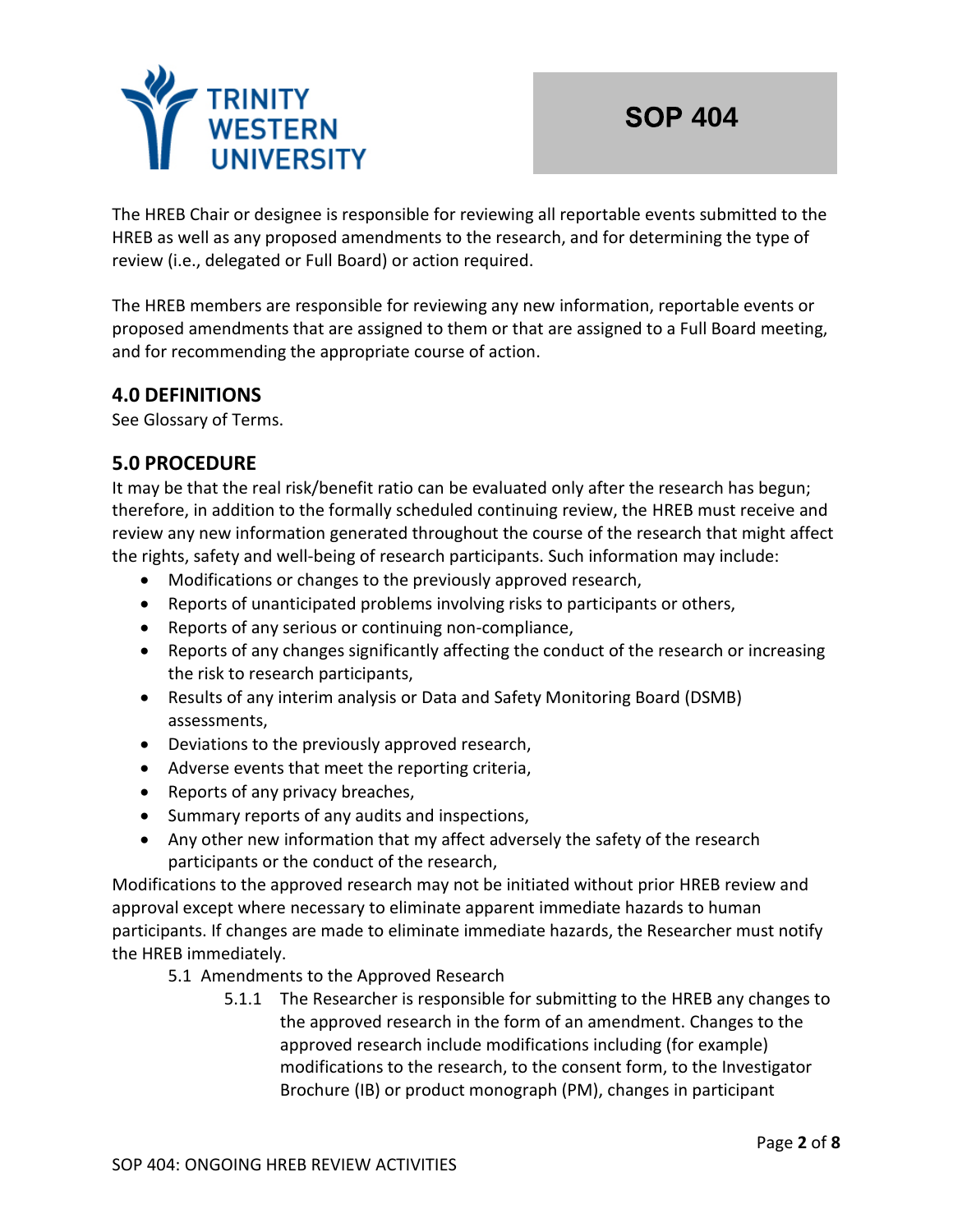The HREB Chair or designee is responsible for reviewing all reportable events submitted to the HREB as well as any proposed amendments to the research, and for determining the type of review (i.e., delegated or Full Board) or action required.

The HREB members are responsible for reviewing any new information, reportable events or proposed amendments that are assigned to them or that are assigned to a Full Board meeting, and for recommending the appropriate course of action.

## 4.0 DEFINITIONS

See Glossary of Terms.

## 5.0 PROCEDURE

It may be that the real risk/benefit ratio can be evaluated only after the research has begun; therefore, in addition to the formally scheduled continuing review, the HREB must receive and review any new information generated throughout the course of the research that might affect the rights, safety and well-being of research participants. Such information may include:

- Modifications or changes to the previously approved research,
- Reports of unanticipated problems involving risks to participants or others,
- Reports of any serious or continuing non-compliance,
- Reports of any changes significantly affecting the conduct of the research or increasing the risk to research participants,
- Results of any interim analysis or Data and Safety Monitoring Board (DSMB) assessments,
- Deviations to the previously approved research,
- Adverse events that meet the reporting criteria,
- Reports of any privacy breaches,
- Summary reports of any audits and inspections,
- Any other new information that my affect adversely the safety of the research participants or the conduct of the research,

Modifications to the approved research may not be initiated without prior HREB review and approval except where necessary to eliminate apparent immediate hazards to human participants. If changes are made to eliminate immediate hazards, the Researcher must notify the HREB immediately.

5.1 Amendments to the Approved Research

5.1.1 The Researcher is responsible for submitting to the HREB any changes to the approved research in the form of an amendment. Changes to the approved research include modifications including (for example) modifications to the research, to the consent form, to the Investigator Brochure (IB) or product monograph (PM), changes in participant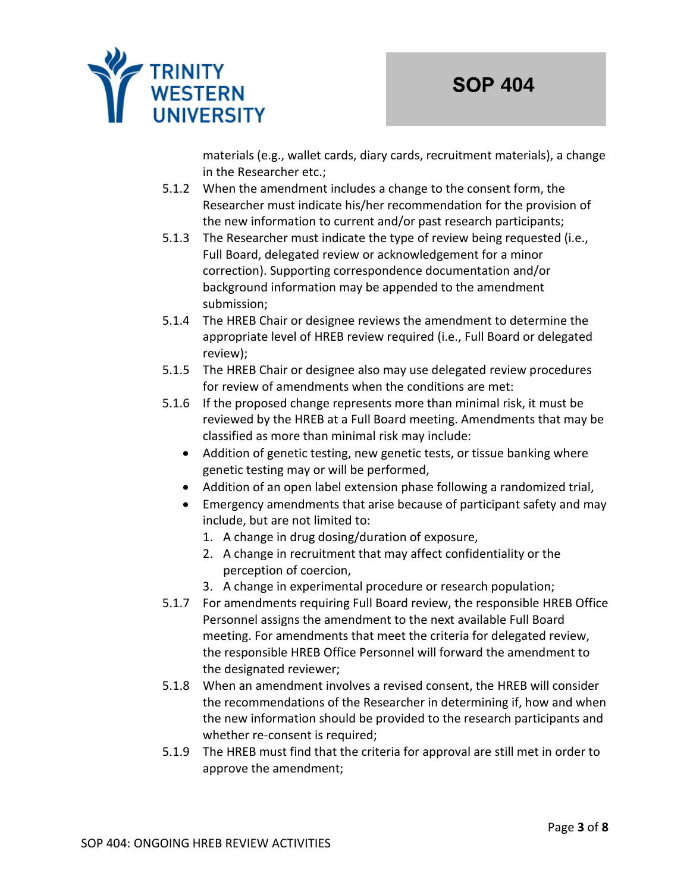materials (e.g., wallet cards, diary cards, recruitment materials), a change in the Researcher etc.;

5.1.2 When the amendment includes a change to the consent form, the Researcher must indicate his/her recommendation for the provision of the new information to current and/or past research participants;

5.1.3 The Researcher must indicate the type of review being requested (i.e., Full Board, delegated review or acknowledgement for a minor correction). Supporting correspondence documentation and/or background information may be appended to the amendment submission;

5.1.4 The HREB Chair or designee reviews the amendment to determine the appropriate level of HREB review required (i.e., Full Board or delegated review);

5.1.5 The HREB Chair or designee also may use delegated review procedures for review of amendments when the conditions are met:

5.1.6 If the proposed change represents more than minimal risk, it must be reviewed by the HREB at a Full Board meeting. Amendments that may be classified as more than minimal risk may include:

- Addition of genetic testing, new genetic tests, or tissue banking where genetic testing may or will be performed,
- Addition of an open label extension phase following a randomized trial,
- Emergency amendments that arise because of participant safety and may include, but are not limited to:
  1. A change in drug dosing/duration of exposure,
  2. A change in recruitment that may affect confidentiality or the perception of coercion,
  3. A change in experimental procedure or research population;

5.1.7 For amendments requiring Full Board review, the responsible HREB Office Personnel assigns the amendment to the next available Full Board meeting. For amendments that meet the criteria for delegated review, the responsible HREB Office Personnel will forward the amendment to the designated reviewer;

5.1.8 When an amendment involves a revised consent, the HREB will consider the recommendations of the Researcher in determining if, how and when the new information should be provided to the research participants and whether re-consent is required;

5.1.9 The HREB must find that the criteria for approval are still met in order to approve the amendment;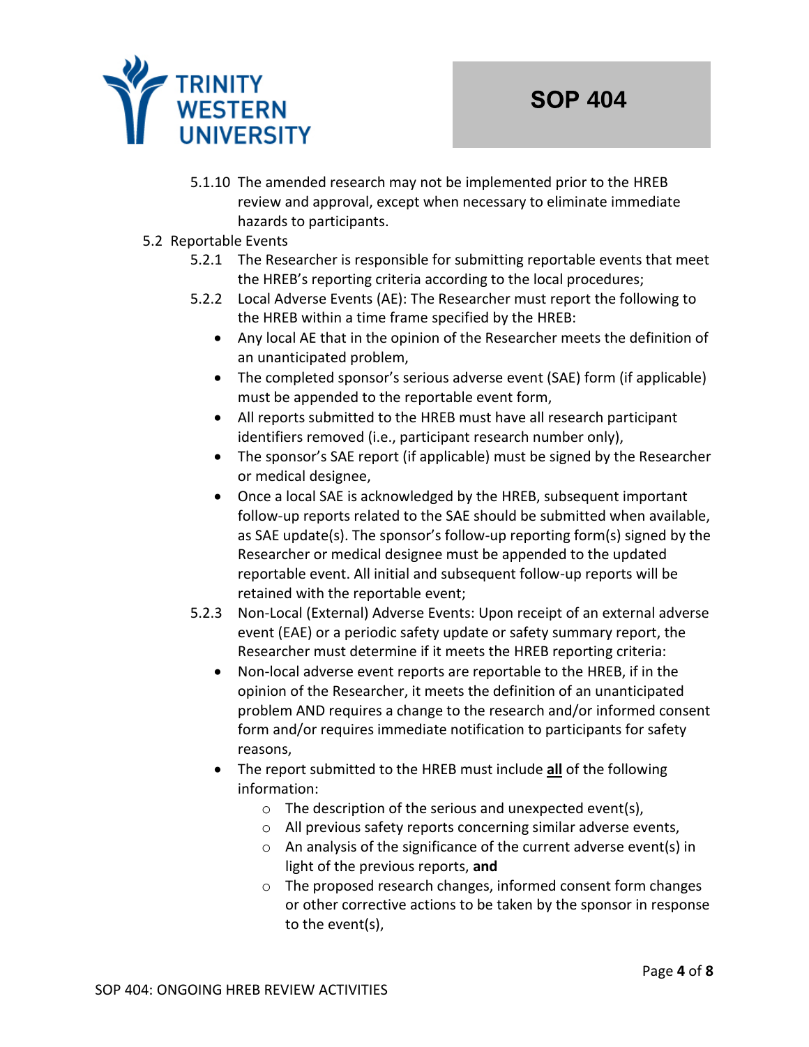5.1.10 The amended research may not be implemented prior to the HREB review and approval, except when necessary to eliminate immediate hazards to participants.

5.2 Reportable Events

5.2.1 The Researcher is responsible for submitting reportable events that meet the HREB's reporting criteria according to the local procedures;

5.2.2 Local Adverse Events (AE): The Researcher must report the following to the HREB within a time frame specified by the HREB:

- Any local AE that in the opinion of the Researcher meets the definition of an unanticipated problem,
- The completed sponsor's serious adverse event (SAE) form (if applicable) must be appended to the reportable event form,
- All reports submitted to the HREB must have all research participant identifiers removed (i.e., participant research number only),
- The sponsor's SAE report (if applicable) must be signed by the Researcher or medical designee,
- Once a local SAE is acknowledged by the HREB, subsequent important follow-up reports related to the SAE should be submitted when available, as SAE update(s). The sponsor's follow-up reporting form(s) signed by the Researcher or medical designee must be appended to the updated reportable event. All initial and subsequent follow-up reports will be retained with the reportable event;

5.2.3 Non-Local (External) Adverse Events: Upon receipt of an external adverse event (EAE) or a periodic safety update or safety summary report, the Researcher must determine if it meets the HREB reporting criteria:

- Non-local adverse event reports are reportable to the HREB, if in the opinion of the Researcher, it meets the definition of an unanticipated problem AND requires a change to the research and/or informed consent form and/or requires immediate notification to participants for safety reasons,
- The report submitted to the HREB must include **all** of the following information:
  - The description of the serious and unexpected event(s),
  - All previous safety reports concerning similar adverse events,
  - An analysis of the significance of the current adverse event(s) in light of the previous reports, **and**
  - The proposed research changes, informed consent form changes or other corrective actions to be taken by the sponsor in response to the event(s),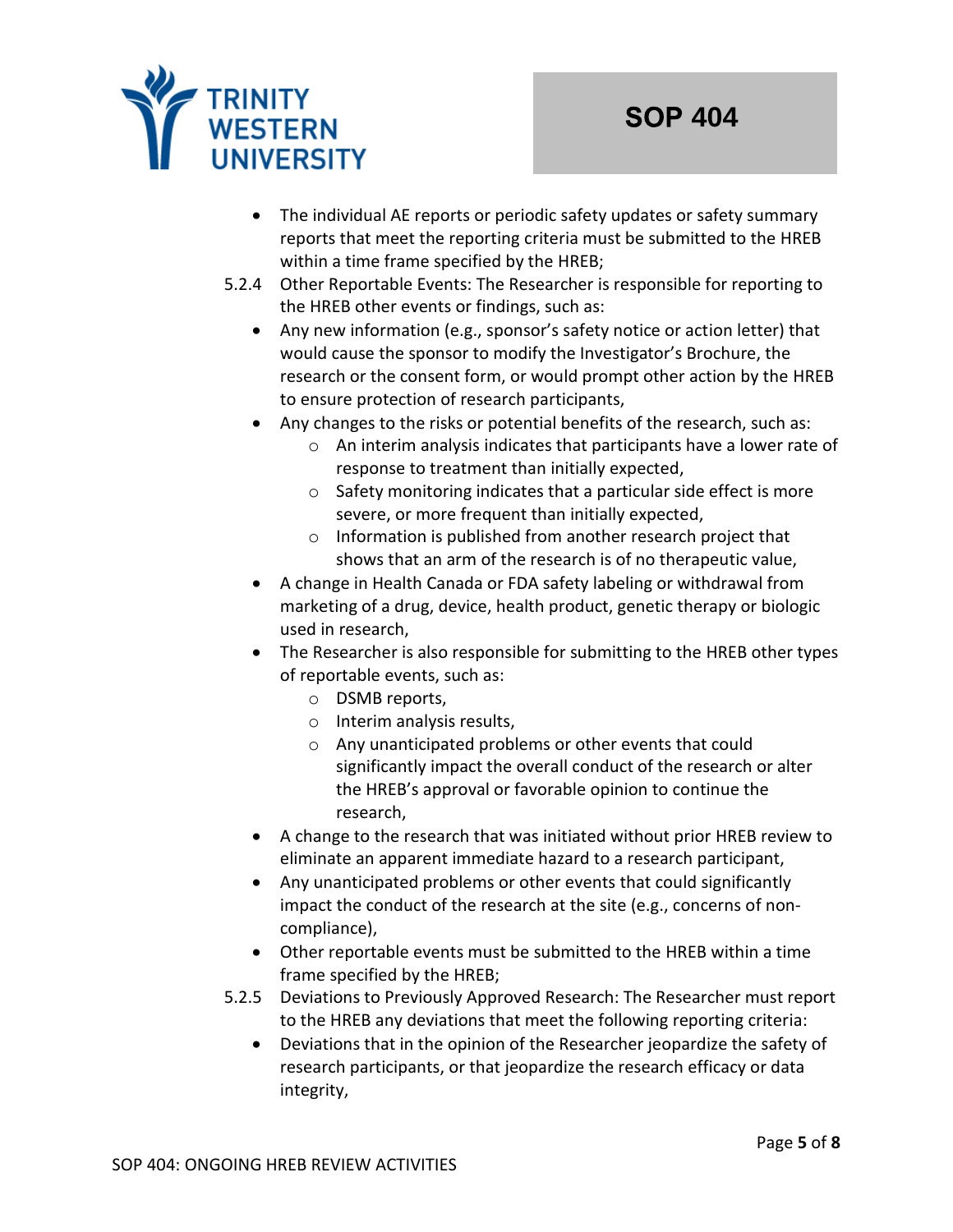- The individual AE reports or periodic safety updates or safety summary reports that meet the reporting criteria must be submitted to the HREB within a time frame specified by the HREB;

5.2.4 Other Reportable Events: The Researcher is responsible for reporting to the HREB other events or findings, such as:

- Any new information (e.g., sponsor's safety notice or action letter) that would cause the sponsor to modify the Investigator's Brochure, the research or the consent form, or would prompt other action by the HREB to ensure protection of research participants,
- Any changes to the risks or potential benefits of the research, such as:
  - An interim analysis indicates that participants have a lower rate of response to treatment than initially expected,
  - Safety monitoring indicates that a particular side effect is more severe, or more frequent than initially expected,
  - Information is published from another research project that shows that an arm of the research is of no therapeutic value,
- A change in Health Canada or FDA safety labeling or withdrawal from marketing of a drug, device, health product, genetic therapy or biologic used in research,
- The Researcher is also responsible for submitting to the HREB other types of reportable events, such as:
  - DSMB reports,
  - Interim analysis results,
  - Any unanticipated problems or other events that could significantly impact the overall conduct of the research or alter the HREB's approval or favorable opinion to continue the research,
- A change to the research that was initiated without prior HREB review to eliminate an apparent immediate hazard to a research participant,
- Any unanticipated problems or other events that could significantly impact the conduct of the research at the site (e.g., concerns of non-compliance),
- Other reportable events must be submitted to the HREB within a time frame specified by the HREB;

5.2.5 Deviations to Previously Approved Research: The Researcher must report to the HREB any deviations that meet the following reporting criteria:

- Deviations that in the opinion of the Researcher jeopardize the safety of research participants, or that jeopardize the research efficacy or data integrity,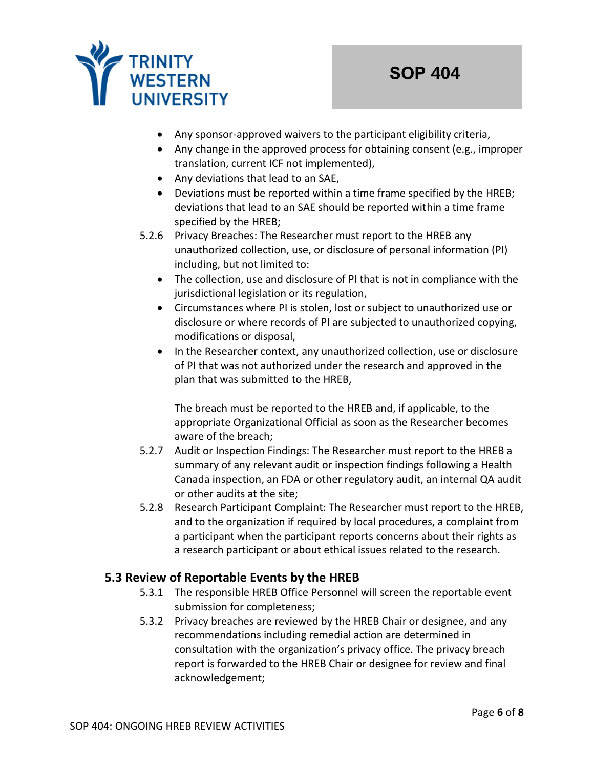- Any sponsor-approved waivers to the participant eligibility criteria,
- Any change in the approved process for obtaining consent (e.g., improper translation, current ICF not implemented),
- Any deviations that lead to an SAE,
- Deviations must be reported within a time frame specified by the HREB; deviations that lead to an SAE should be reported within a time frame specified by the HREB;

5.2.6 Privacy Breaches: The Researcher must report to the HREB any unauthorized collection, use, or disclosure of personal information (PI) including, but not limited to:

- The collection, use and disclosure of PI that is not in compliance with the jurisdictional legislation or its regulation,
- Circumstances where PI is stolen, lost or subject to unauthorized use or disclosure or where records of PI are subjected to unauthorized copying, modifications or disposal,
- In the Researcher context, any unauthorized collection, use or disclosure of PI that was not authorized under the research and approved in the plan that was submitted to the HREB,

The breach must be reported to the HREB and, if applicable, to the appropriate Organizational Official as soon as the Researcher becomes aware of the breach;

5.2.7 Audit or Inspection Findings: The Researcher must report to the HREB a summary of any relevant audit or inspection findings following a Health Canada inspection, an FDA or other regulatory audit, an internal QA audit or other audits at the site;

5.2.8 Research Participant Complaint: The Researcher must report to the HREB, and to the organization if required by local procedures, a complaint from a participant when the participant reports concerns about their rights as a research participant or about ethical issues related to the research.

## 5.3 Review of Reportable Events by the HREB

5.3.1 The responsible HREB Office Personnel will screen the reportable event submission for completeness;

5.3.2 Privacy breaches are reviewed by the HREB Chair or designee, and any recommendations including remedial action are determined in consultation with the organization's privacy office. The privacy breach report is forwarded to the HREB Chair or designee for review and final acknowledgement;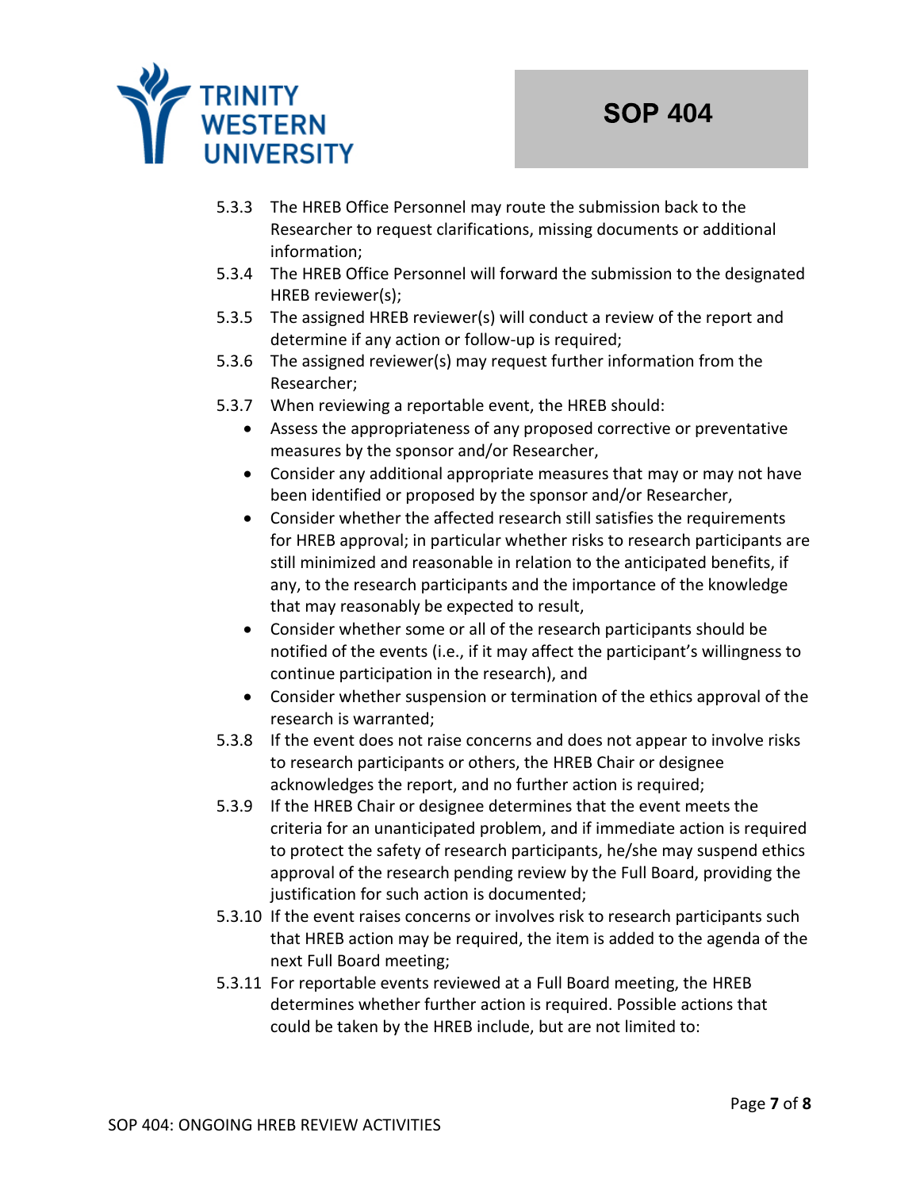5.3.3 The HREB Office Personnel may route the submission back to the Researcher to request clarifications, missing documents or additional information;

5.3.4 The HREB Office Personnel will forward the submission to the designated HREB reviewer(s);

5.3.5 The assigned HREB reviewer(s) will conduct a review of the report and determine if any action or follow-up is required;

5.3.6 The assigned reviewer(s) may request further information from the Researcher;

5.3.7 When reviewing a reportable event, the HREB should:

- Assess the appropriateness of any proposed corrective or preventative measures by the sponsor and/or Researcher,
- Consider any additional appropriate measures that may or may not have been identified or proposed by the sponsor and/or Researcher,
- Consider whether the affected research still satisfies the requirements for HREB approval; in particular whether risks to research participants are still minimized and reasonable in relation to the anticipated benefits, if any, to the research participants and the importance of the knowledge that may reasonably be expected to result,
- Consider whether some or all of the research participants should be notified of the events (i.e., if it may affect the participant's willingness to continue participation in the research), and
- Consider whether suspension or termination of the ethics approval of the research is warranted;

5.3.8 If the event does not raise concerns and does not appear to involve risks to research participants or others, the HREB Chair or designee acknowledges the report, and no further action is required;

5.3.9 If the HREB Chair or designee determines that the event meets the criteria for an unanticipated problem, and if immediate action is required to protect the safety of research participants, he/she may suspend ethics approval of the research pending review by the Full Board, providing the justification for such action is documented;

5.3.10 If the event raises concerns or involves risk to research participants such that HREB action may be required, the item is added to the agenda of the next Full Board meeting;

5.3.11 For reportable events reviewed at a Full Board meeting, the HREB determines whether further action is required. Possible actions that could be taken by the HREB include, but are not limited to: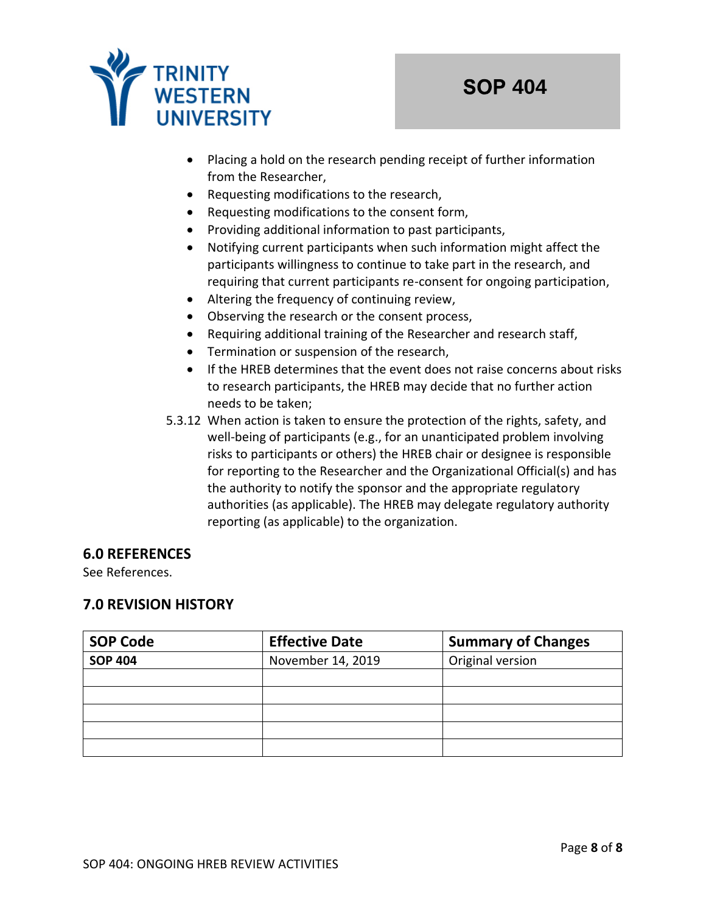- Placing a hold on the research pending receipt of further information from the Researcher,
- Requesting modifications to the research,
- Requesting modifications to the consent form,
- Providing additional information to past participants,
- Notifying current participants when such information might affect the participants willingness to continue to take part in the research, and requiring that current participants re-consent for ongoing participation,
- Altering the frequency of continuing review,
- Observing the research or the consent process,
- Requiring additional training of the Researcher and research staff,
- Termination or suspension of the research,
- If the HREB determines that the event does not raise concerns about risks to research participants, the HREB may decide that no further action needs to be taken;

5.3.12 When action is taken to ensure the protection of the rights, safety, and well-being of participants (e.g., for an unanticipated problem involving risks to participants or others) the HREB chair or designee is responsible for reporting to the Researcher and the Organizational Official(s) and has the authority to notify the sponsor and the appropriate regulatory authorities (as applicable). The HREB may delegate regulatory authority reporting (as applicable) to the organization.

## 6.0 REFERENCES

See References.

## 7.0 REVISION HISTORY

| SOP Code | Effective Date | Summary of Changes |
|---|---|---|
| **SOP 404** | November 14, 2019 | Original version |
| | | |
| | | |
| | | |
| | | |
| | | |